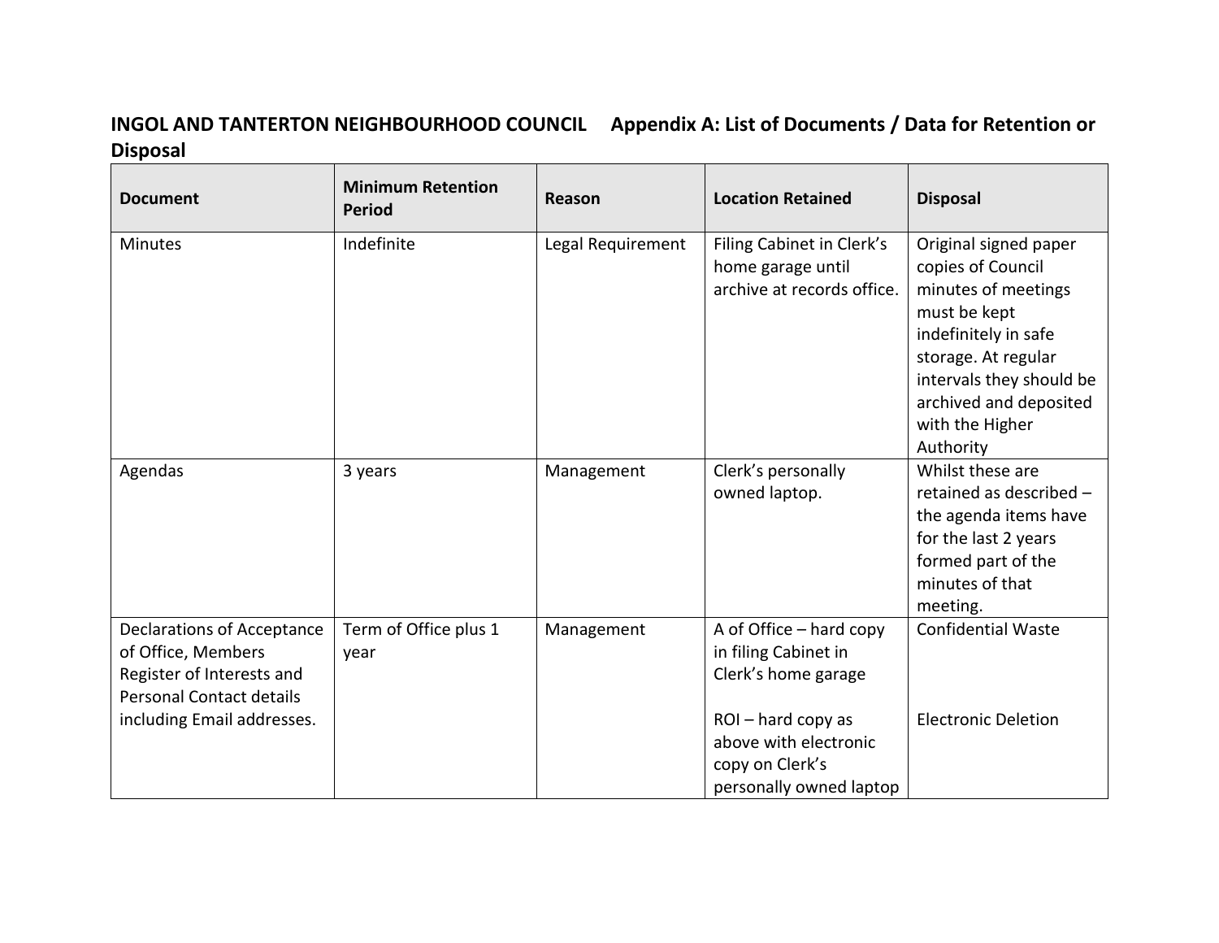**INGOL AND TANTERTON NEIGHBOURHOOD COUNCIL Appendix A: List of Documents / Data for Retention or Disposal**

| Document | Minimum Retention Period | Reason | Location Retained | Disposal |
|---|---|---|---|---|
| Minutes | Indefinite | Legal Requirement | Filing Cabinet in Clerk's home garage until archive at records office. | Original signed paper copies of Council minutes of meetings must be kept indefinitely in safe storage. At regular intervals they should be archived and deposited with the Higher Authority |
| Agendas | 3 years | Management | Clerk's personally owned laptop. | Whilst these are retained as described – the agenda items have for the last 2 years formed part of the minutes of that meeting. |
| Declarations of Acceptance of Office, Members Register of Interests and Personal Contact details including Email addresses. | Term of Office plus 1 year | Management | A of Office – hard copy in filing Cabinet in Clerk's home garage<br><br>ROI – hard copy as above with electronic copy on Clerk's personally owned laptop | Confidential Waste<br><br>Electronic Deletion |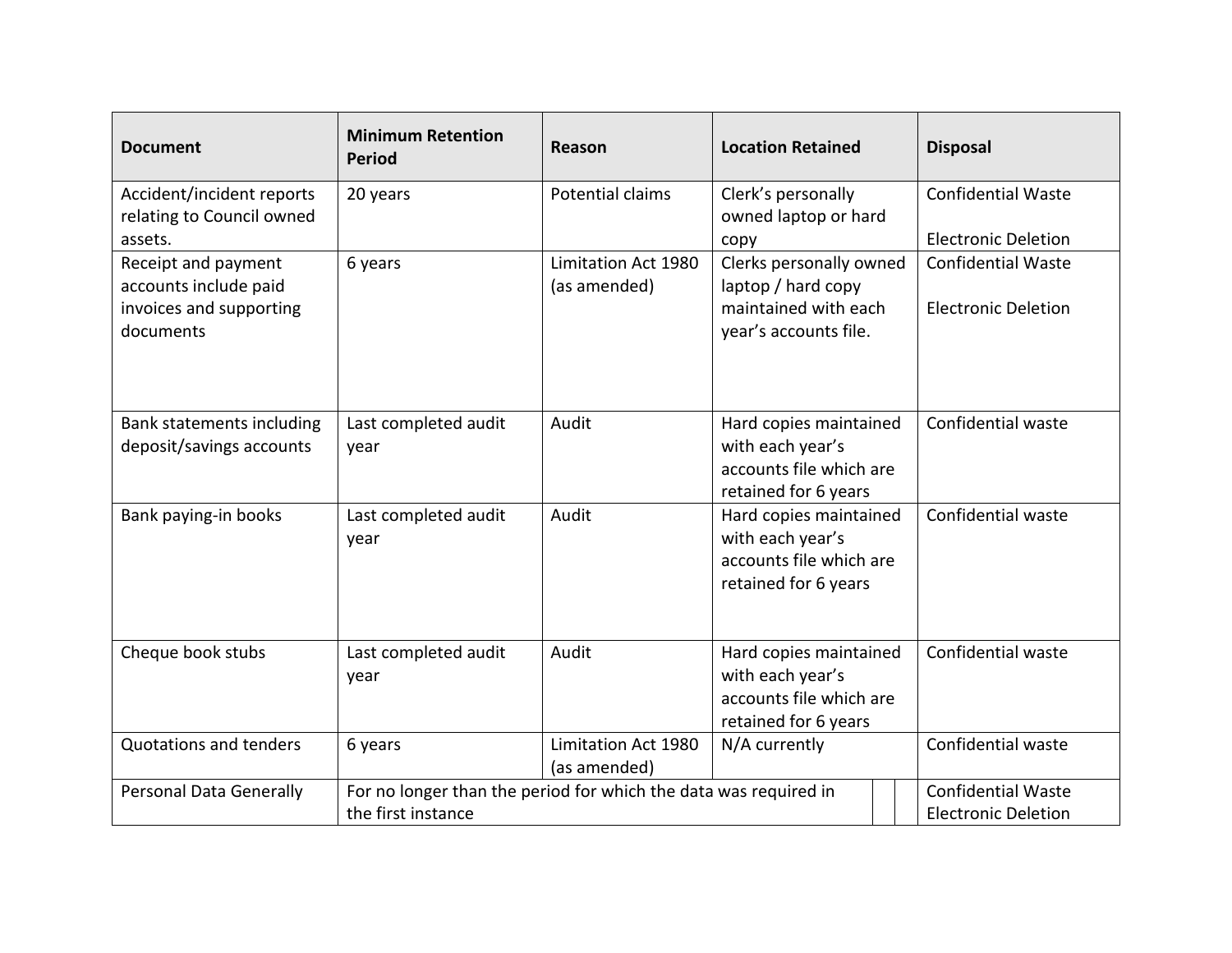| Document | Minimum Retention Period | Reason | Location Retained | Disposal |
|---|---|---|---|---|
| Accident/incident reports relating to Council owned assets. | 20 years | Potential claims | Clerk's personally owned laptop or hard copy | Confidential Waste<br><br>Electronic Deletion |
| Receipt and payment accounts include paid invoices and supporting documents | 6 years | Limitation Act 1980 (as amended) | Clerks personally owned laptop / hard copy maintained with each year's accounts file. | Confidential Waste<br><br>Electronic Deletion |
| Bank statements including deposit/savings accounts | Last completed audit year | Audit | Hard copies maintained with each year's accounts file which are retained for 6 years | Confidential waste |
| Bank paying-in books | Last completed audit year | Audit | Hard copies maintained with each year's accounts file which are retained for 6 years | Confidential waste |
| Cheque book stubs | Last completed audit year | Audit | Hard copies maintained with each year's accounts file which are retained for 6 years | Confidential waste |
| Quotations and tenders | 6 years | Limitation Act 1980 (as amended) | N/A currently | Confidential waste |
| Personal Data Generally | For no longer than the period for which the data was required in the first instance | | | Confidential Waste<br>Electronic Deletion |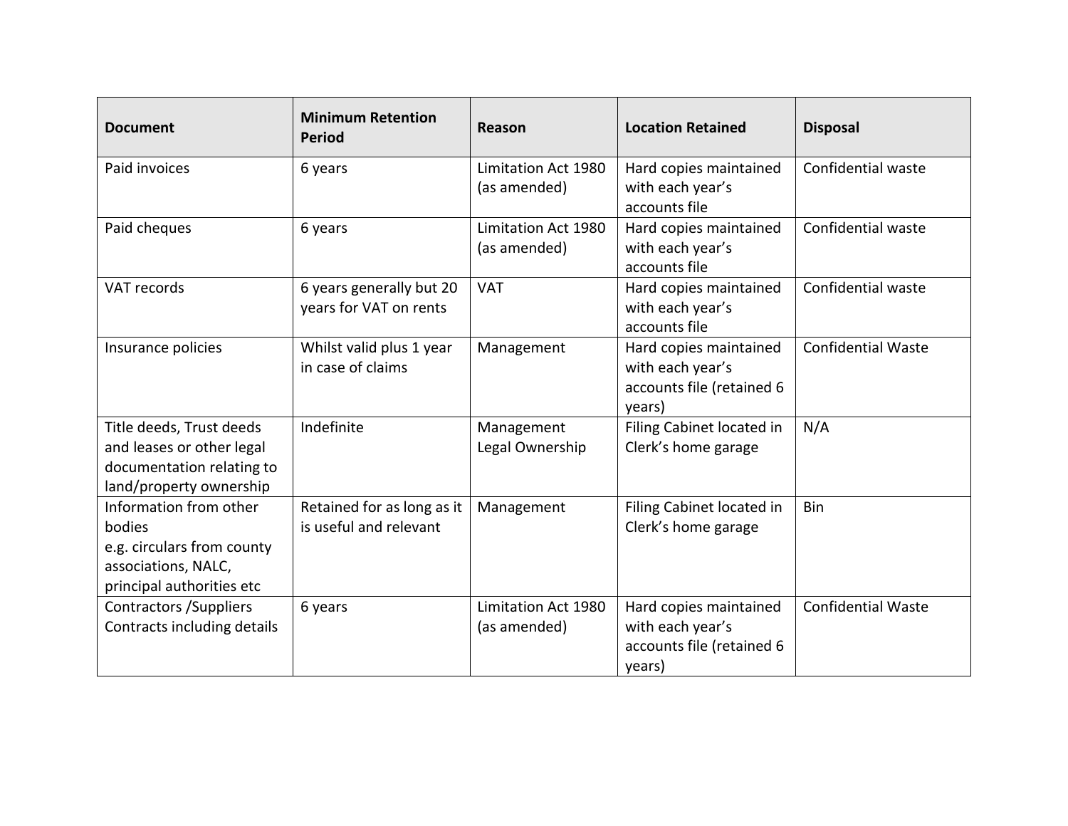| Document | Minimum Retention Period | Reason | Location Retained | Disposal |
| --- | --- | --- | --- | --- |
| Paid invoices | 6 years | Limitation Act 1980 (as amended) | Hard copies maintained with each year's accounts file | Confidential waste |
| Paid cheques | 6 years | Limitation Act 1980 (as amended) | Hard copies maintained with each year's accounts file | Confidential waste |
| VAT records | 6 years generally but 20 years for VAT on rents | VAT | Hard copies maintained with each year's accounts file | Confidential waste |
| Insurance policies | Whilst valid plus 1 year in case of claims | Management | Hard copies maintained with each year's accounts file (retained 6 years) | Confidential Waste |
| Title deeds, Trust deeds and leases or other legal documentation relating to land/property ownership | Indefinite | Management Legal Ownership | Filing Cabinet located in Clerk's home garage | N/A |
| Information from other bodies e.g. circulars from county associations, NALC, principal authorities etc | Retained for as long as it is useful and relevant | Management | Filing Cabinet located in Clerk's home garage | Bin |
| Contractors /Suppliers Contracts including details | 6 years | Limitation Act 1980 (as amended) | Hard copies maintained with each year's accounts file (retained 6 years) | Confidential Waste |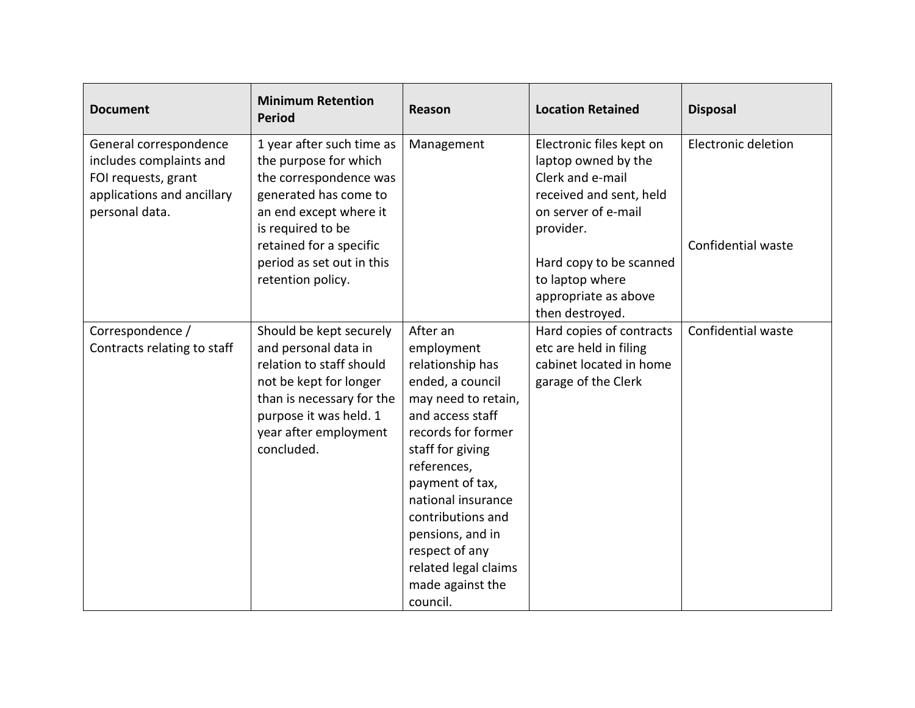| Document | Minimum Retention Period | Reason | Location Retained | Disposal |
|---|---|---|---|---|
| General correspondence includes complaints and FOI requests, grant applications and ancillary personal data. | 1 year after such time as the purpose for which the correspondence was generated has come to an end except where it is required to be retained for a specific period as set out in this retention policy. | Management | Electronic files kept on laptop owned by the Clerk and e-mail received and sent, held on server of e-mail provider.<br><br>Hard copy to be scanned to laptop where appropriate as above then destroyed. | Electronic deletion<br><br>Confidential waste |
| Correspondence / Contracts relating to staff | Should be kept securely and personal data in relation to staff should not be kept for longer than is necessary for the purpose it was held. 1 year after employment concluded. | After an employment relationship has ended, a council may need to retain, and access staff records for former staff for giving references, payment of tax, national insurance contributions and pensions, and in respect of any related legal claims made against the council. | Hard copies of contracts etc are held in filing cabinet located in home garage of the Clerk | Confidential waste |